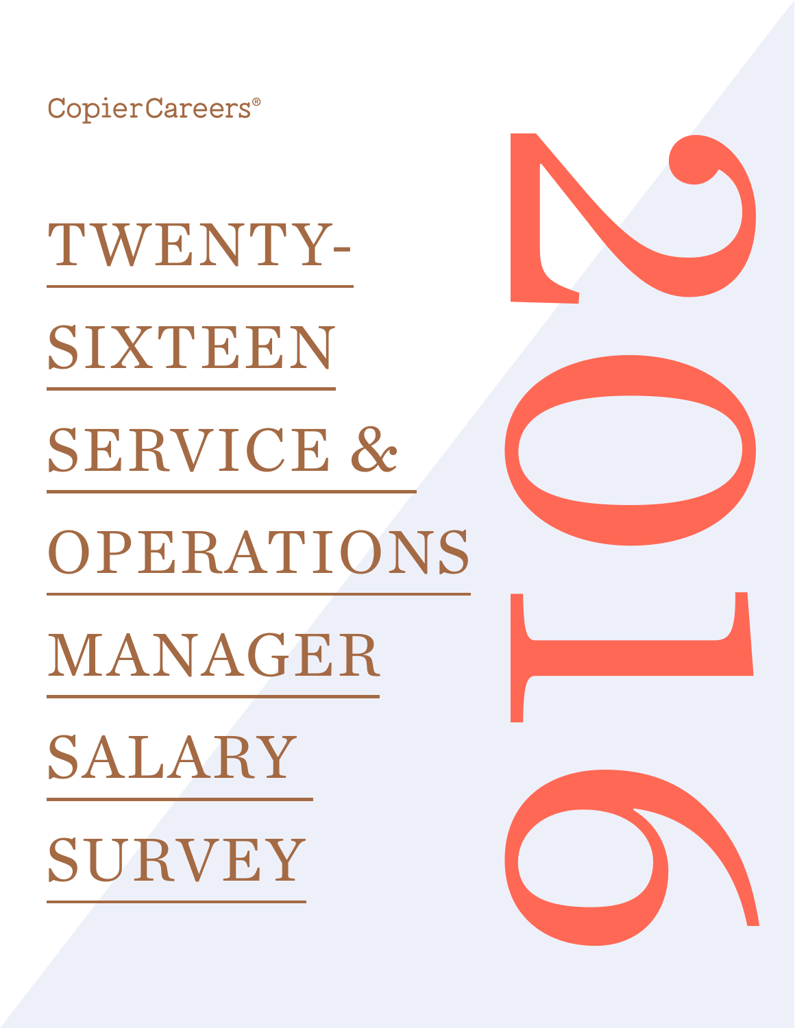CopierCareers®

# TWENTY-SIXTEEN SERVICE & OPERATIONS MANAGER SALARY SURVEY

2016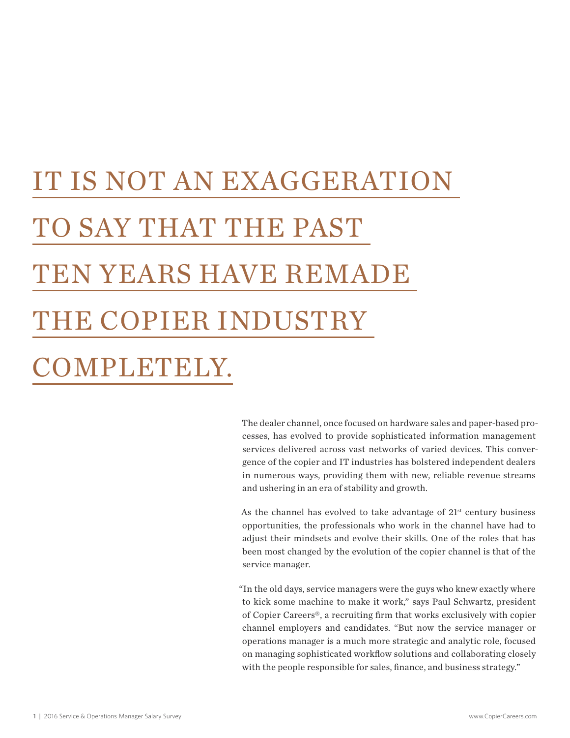# IT IS NOT AN EXAGGERATION TO SAY THAT THE PAST TEN YEARS HAVE REMADE THE COPIER INDUSTRY COMPLETELY.

The dealer channel, once focused on hardware sales and paper-based processes, has evolved to provide sophisticated information management services delivered across vast networks of varied devices. This convergence of the copier and IT industries has bolstered independent dealers in numerous ways, providing them with new, reliable revenue streams and ushering in an era of stability and growth.

As the channel has evolved to take advantage of 21st century business opportunities, the professionals who work in the channel have had to adjust their mindsets and evolve their skills. One of the roles that has been most changed by the evolution of the copier channel is that of the service manager.

"In the old days, service managers were the guys who knew exactly where to kick some machine to make it work," says Paul Schwartz, president of Copier Careers®, a recruiting firm that works exclusively with copier channel employers and candidates. "But now the service manager or operations manager is a much more strategic and analytic role, focused on managing sophisticated workflow solutions and collaborating closely with the people responsible for sales, finance, and business strategy."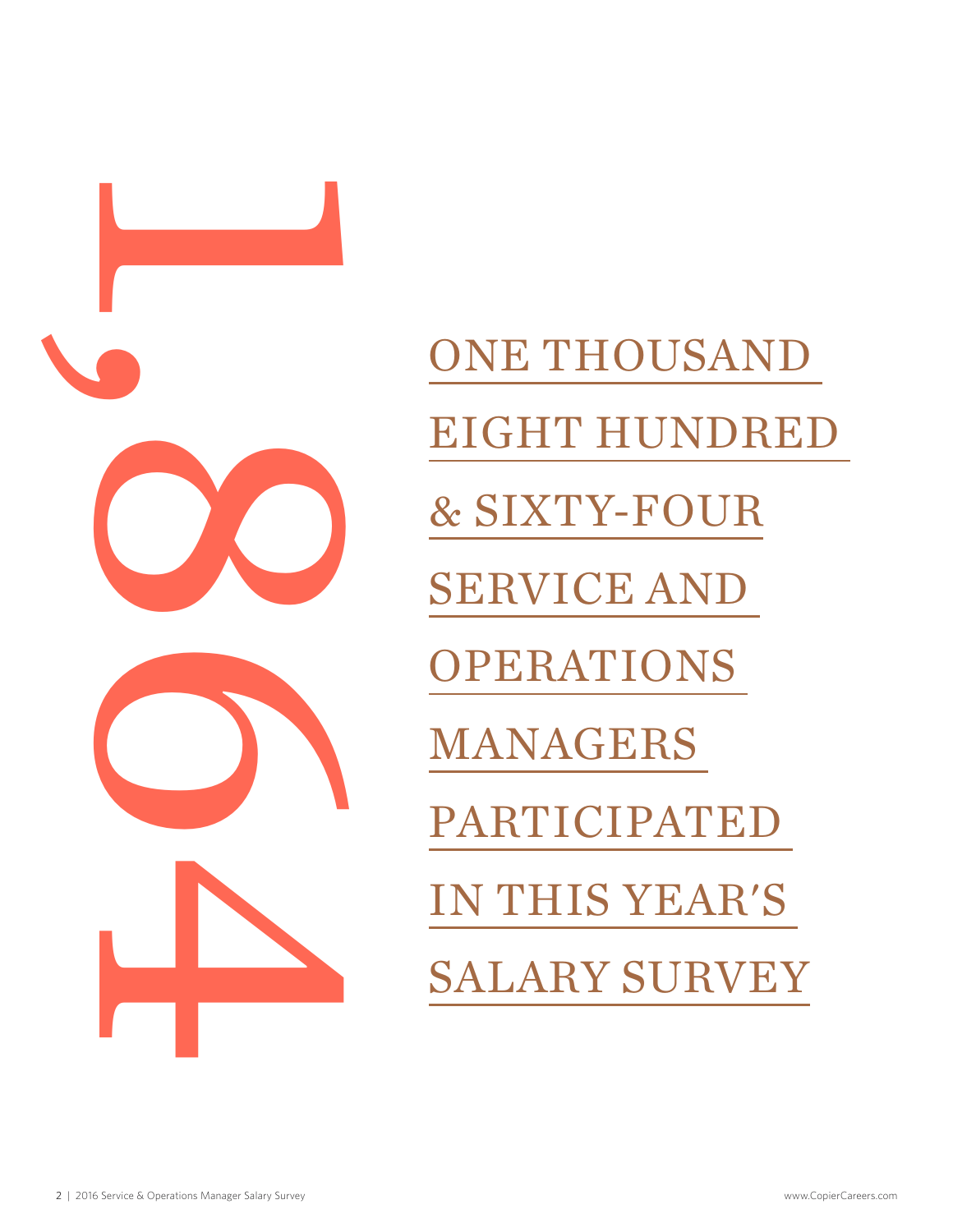# 1,864

ONE THOUSAND EIGHT HUNDRED & SIXTY-FOUR SERVICE AND OPERATIONS MANAGERS PARTICIPATED IN THIS YEAR'S SALARY SURVEY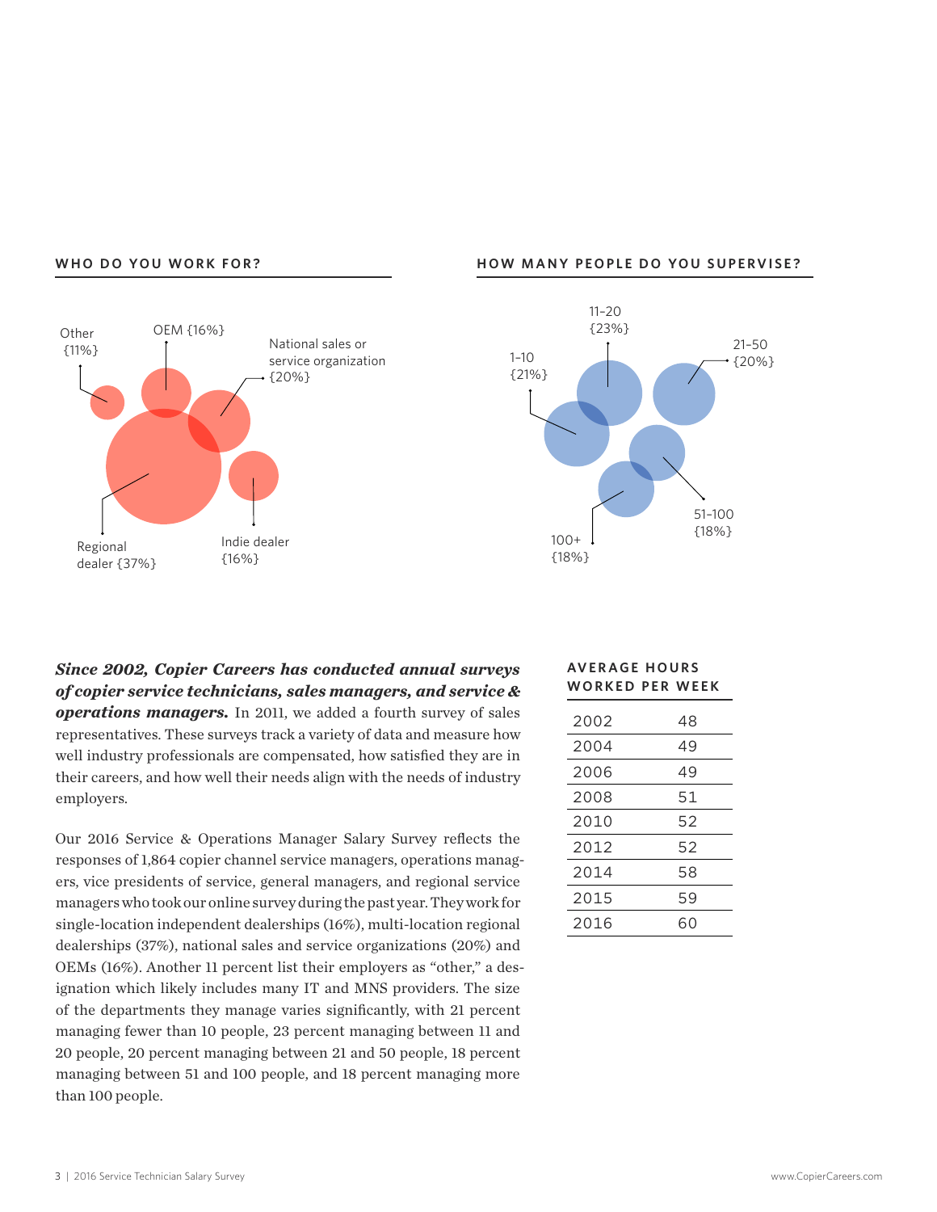## WHO DO YOU WORK FOR?

Other {11%}

OEM {16%}

National sales or service organization {20%}

Regional dealer {37%}

Indie dealer {16%}

## HOW MANY PEOPLE DO YOU SUPERVISE?

1–10 {21%}

11–20 {23%}

21–50 {20%}

51–100 {18%}

100+ {18%}

***Since 2002, Copier Careers has conducted annual surveys of copier service technicians, sales managers, and service & operations managers.*** In 2011, we added a fourth survey of sales representatives. These surveys track a variety of data and measure how well industry professionals are compensated, how satisfied they are in their careers, and how well their needs align with the needs of industry employers.

Our 2016 Service & Operations Manager Salary Survey reflects the responses of 1,864 copier channel service managers, operations managers, vice presidents of service, general managers, and regional service managers who took our online survey during the past year. They work for single-location independent dealerships (16%), multi-location regional dealerships (37%), national sales and service organizations (20%) and OEMs (16%). Another 11 percent list their employers as "other," a designation which likely includes many IT and MNS providers. The size of the departments they manage varies significantly, with 21 percent managing fewer than 10 people, 23 percent managing between 11 and 20 people, 20 percent managing between 21 and 50 people, 18 percent managing between 51 and 100 people, and 18 percent managing more than 100 people.

## AVERAGE HOURS WORKED PER WEEK

| Year | Hours |
|---|---|
| 2002 | 48 |
| 2004 | 49 |
| 2006 | 49 |
| 2008 | 51 |
| 2010 | 52 |
| 2012 | 52 |
| 2014 | 58 |
| 2015 | 59 |
| 2016 | 60 |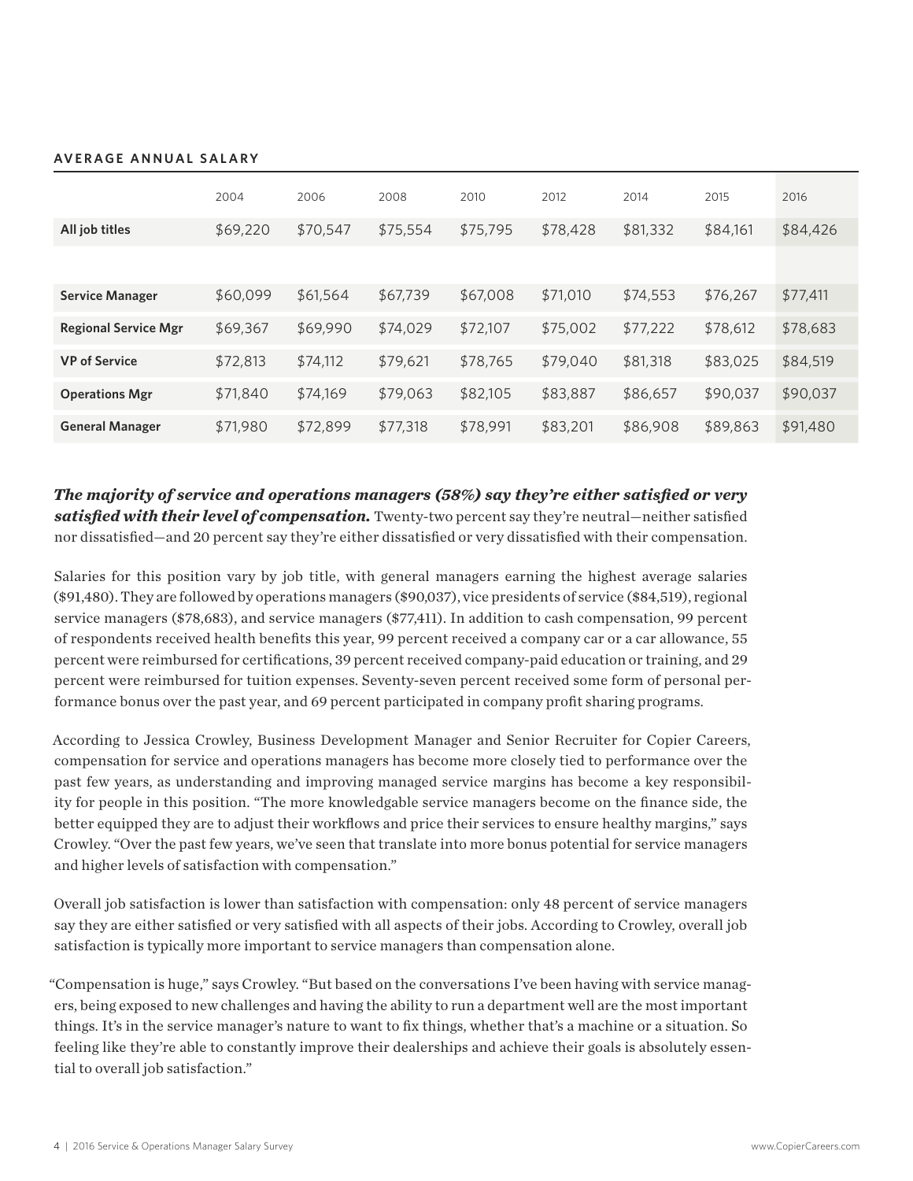## AVERAGE ANNUAL SALARY

| | 2004 | 2006 | 2008 | 2010 | 2012 | 2014 | 2015 | 2016 |
|---|---|---|---|---|---|---|---|---|
| **All job titles** | $69,220 | $70,547 | $75,554 | $75,795 | $78,428 | $81,332 | $84,161 | $84,426 |
| | | | | | | | | |
| **Service Manager** | $60,099 | $61,564 | $67,739 | $67,008 | $71,010 | $74,553 | $76,267 | $77,411 |
| **Regional Service Mgr** | $69,367 | $69,990 | $74,029 | $72,107 | $75,002 | $77,222 | $78,612 | $78,683 |
| **VP of Service** | $72,813 | $74,112 | $79,621 | $78,765 | $79,040 | $81,318 | $83,025 | $84,519 |
| **Operations Mgr** | $71,840 | $74,169 | $79,063 | $82,105 | $83,887 | $86,657 | $90,037 | $90,037 |
| **General Manager** | $71,980 | $72,899 | $77,318 | $78,991 | $83,201 | $86,908 | $89,863 | $91,480 |

***The majority of service and operations managers (58%) say they're either satisfied or very satisfied with their level of compensation.*** Twenty-two percent say they're neutral—neither satisfied nor dissatisfied—and 20 percent say they're either dissatisfied or very dissatisfied with their compensation.

Salaries for this position vary by job title, with general managers earning the highest average salaries ($91,480). They are followed by operations managers ($90,037), vice presidents of service ($84,519), regional service managers ($78,683), and service managers ($77,411). In addition to cash compensation, 99 percent of respondents received health benefits this year, 99 percent received a company car or a car allowance, 55 percent were reimbursed for certifications, 39 percent received company-paid education or training, and 29 percent were reimbursed for tuition expenses. Seventy-seven percent received some form of personal performance bonus over the past year, and 69 percent participated in company profit sharing programs.

According to Jessica Crowley, Business Development Manager and Senior Recruiter for Copier Careers, compensation for service and operations managers has become more closely tied to performance over the past few years, as understanding and improving managed service margins has become a key responsibility for people in this position. "The more knowledgable service managers become on the finance side, the better equipped they are to adjust their workflows and price their services to ensure healthy margins," says Crowley. "Over the past few years, we've seen that translate into more bonus potential for service managers and higher levels of satisfaction with compensation."

Overall job satisfaction is lower than satisfaction with compensation: only 48 percent of service managers say they are either satisfied or very satisfied with all aspects of their jobs. According to Crowley, overall job satisfaction is typically more important to service managers than compensation alone.

"Compensation is huge," says Crowley. "But based on the conversations I've been having with service managers, being exposed to new challenges and having the ability to run a department well are the most important things. It's in the service manager's nature to want to fix things, whether that's a machine or a situation. So feeling like they're able to constantly improve their dealerships and achieve their goals is absolutely essential to overall job satisfaction."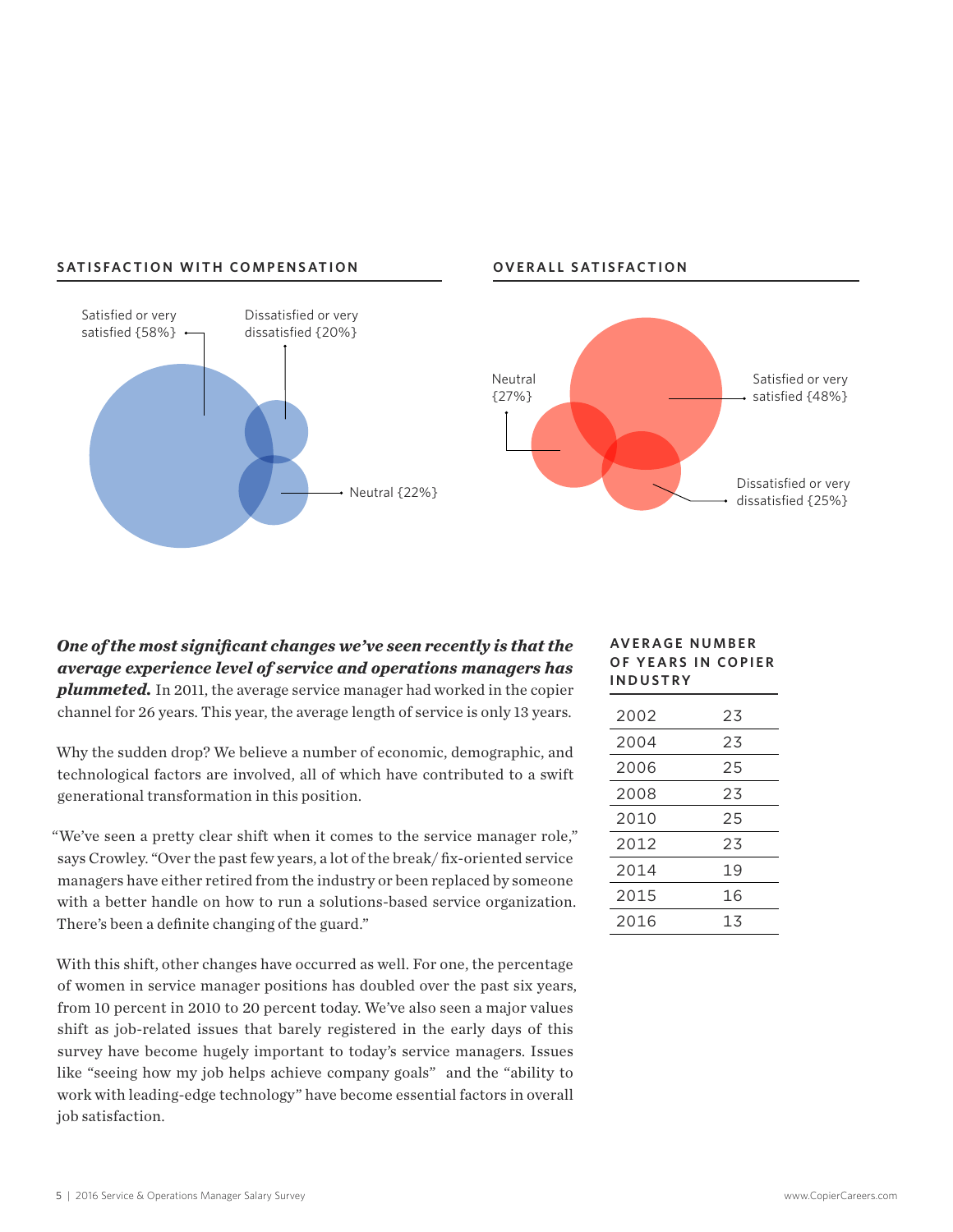## SATISFACTION WITH COMPENSATION

Satisfied or very satisfied {58%}

Dissatisfied or very dissatisfied {20%}

Neutral {22%}

## OVERALL SATISFACTION

Neutral {27%}

Satisfied or very satisfied {48%}

Dissatisfied or very dissatisfied {25%}

***One of the most significant changes we've seen recently is that the average experience level of service and operations managers has plummeted.*** In 2011, the average service manager had worked in the copier channel for 26 years. This year, the average length of service is only 13 years.

Why the sudden drop? We believe a number of economic, demographic, and technological factors are involved, all of which have contributed to a swift generational transformation in this position.

"We've seen a pretty clear shift when it comes to the service manager role," says Crowley. "Over the past few years, a lot of the break/ fix-oriented service managers have either retired from the industry or been replaced by someone with a better handle on how to run a solutions-based service organization. There's been a definite changing of the guard."

With this shift, other changes have occurred as well. For one, the percentage of women in service manager positions has doubled over the past six years, from 10 percent in 2010 to 20 percent today. We've also seen a major values shift as job-related issues that barely registered in the early days of this survey have become hugely important to today's service managers. Issues like "seeing how my job helps achieve company goals" and the "ability to work with leading-edge technology" have become essential factors in overall job satisfaction.

### AVERAGE NUMBER OF YEARS IN COPIER INDUSTRY

| Year | Years |
|---|---|
| 2002 | 23 |
| 2004 | 23 |
| 2006 | 25 |
| 2008 | 23 |
| 2010 | 25 |
| 2012 | 23 |
| 2014 | 19 |
| 2015 | 16 |
| 2016 | 13 |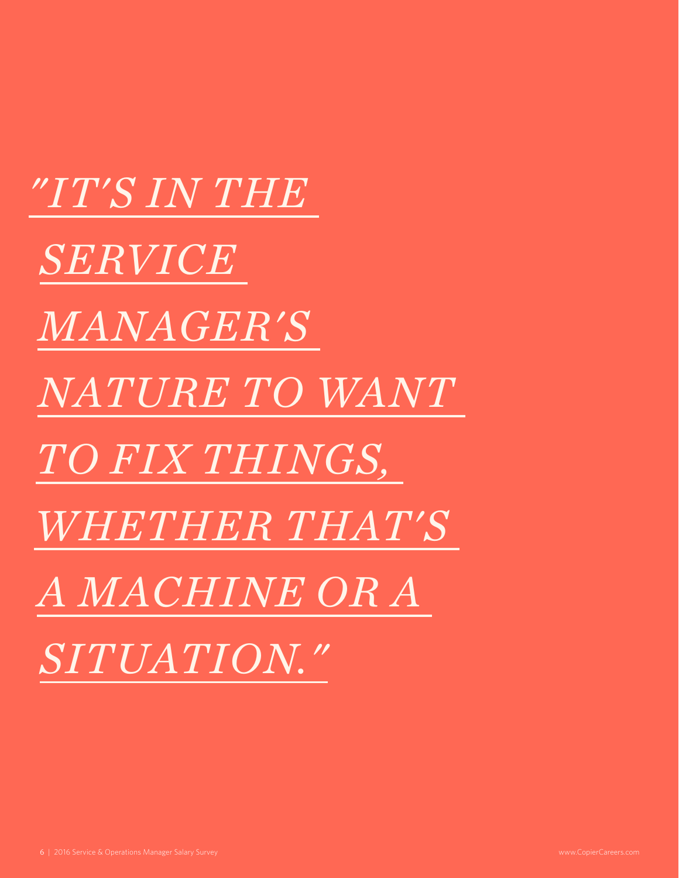*"IT'S IN THE SERVICE MANAGER'S NATURE TO WANT TO FIX THINGS, WHETHER THAT'S A MACHINE OR A SITUATION."*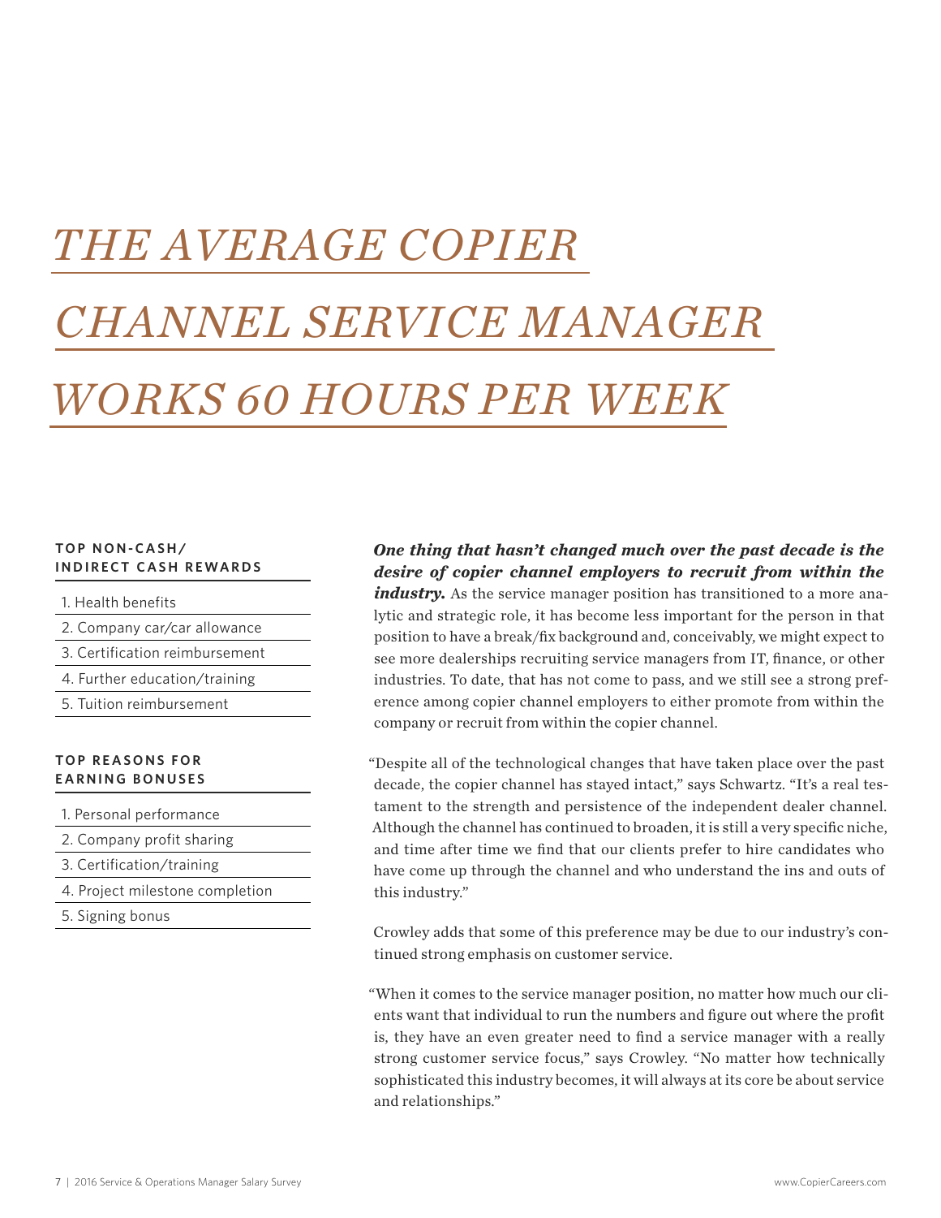# *THE AVERAGE COPIER CHANNEL SERVICE MANAGER WORKS 60 HOURS PER WEEK*

**TOP NON-CASH/ INDIRECT CASH REWARDS**

1. Health benefits
2. Company car/car allowance
3. Certification reimbursement
4. Further education/training
5. Tuition reimbursement

**TOP REASONS FOR EARNING BONUSES**

1. Personal performance
2. Company profit sharing
3. Certification/training
4. Project milestone completion
5. Signing bonus

***One thing that hasn't changed much over the past decade is the desire of copier channel employers to recruit from within the industry.*** As the service manager position has transitioned to a more analytic and strategic role, it has become less important for the person in that position to have a break/fix background and, conceivably, we might expect to see more dealerships recruiting service managers from IT, finance, or other industries. To date, that has not come to pass, and we still see a strong preference among copier channel employers to either promote from within the company or recruit from within the copier channel.

"Despite all of the technological changes that have taken place over the past decade, the copier channel has stayed intact," says Schwartz. "It's a real testament to the strength and persistence of the independent dealer channel. Although the channel has continued to broaden, it is still a very specific niche, and time after time we find that our clients prefer to hire candidates who have come up through the channel and who understand the ins and outs of this industry."

Crowley adds that some of this preference may be due to our industry's continued strong emphasis on customer service.

"When it comes to the service manager position, no matter how much our clients want that individual to run the numbers and figure out where the profit is, they have an even greater need to find a service manager with a really strong customer service focus," says Crowley. "No matter how technically sophisticated this industry becomes, it will always at its core be about service and relationships."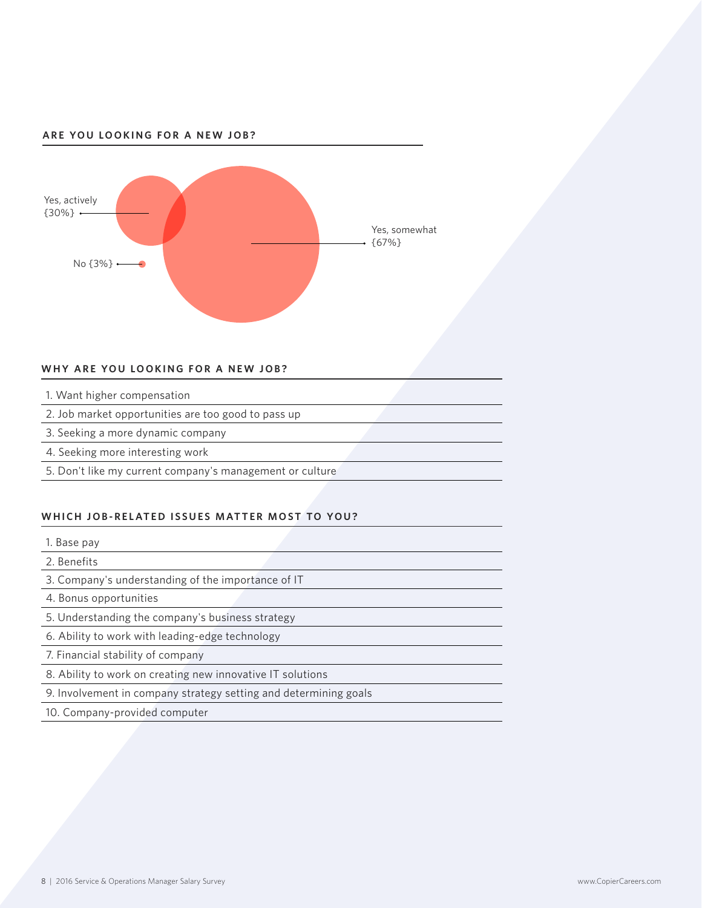## ARE YOU LOOKING FOR A NEW JOB?

Yes, actively {30%}

Yes, somewhat {67%}

No {3%}

## WHY ARE YOU LOOKING FOR A NEW JOB?

1. Want higher compensation
2. Job market opportunities are too good to pass up
3. Seeking a more dynamic company
4. Seeking more interesting work
5. Don't like my current company's management or culture

## WHICH JOB-RELATED ISSUES MATTER MOST TO YOU?

1. Base pay
2. Benefits
3. Company's understanding of the importance of IT
4. Bonus opportunities
5. Understanding the company's business strategy
6. Ability to work with leading-edge technology
7. Financial stability of company
8. Ability to work on creating new innovative IT solutions
9. Involvement in company strategy setting and determining goals
10. Company-provided computer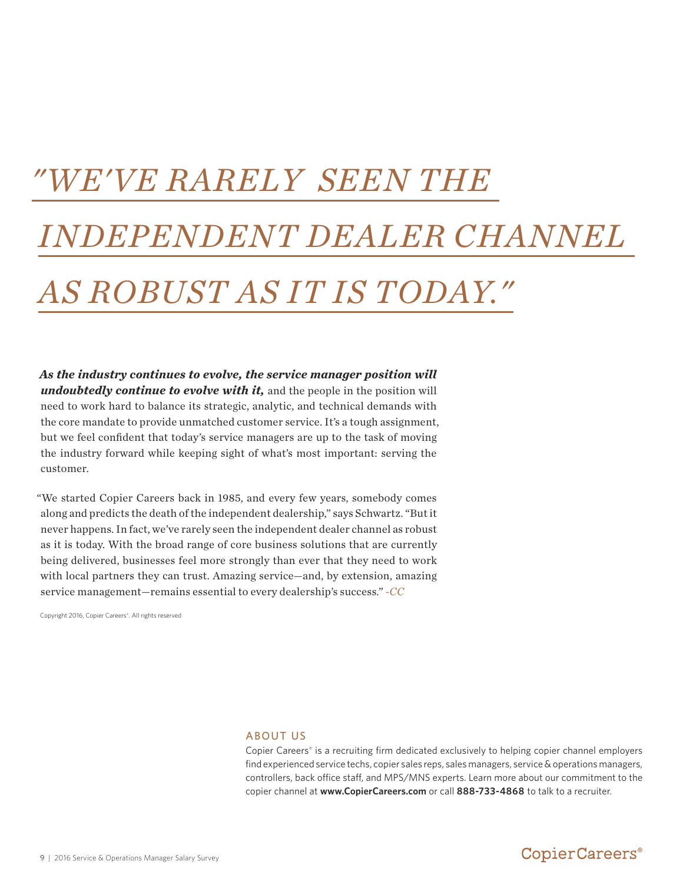# "WE'VE RARELY SEEN THE INDEPENDENT DEALER CHANNEL AS ROBUST AS IT IS TODAY."

***As the industry continues to evolve, the service manager position will undoubtedly continue to evolve with it,*** and the people in the position will need to work hard to balance its strategic, analytic, and technical demands with the core mandate to provide unmatched customer service. It's a tough assignment, but we feel confident that today's service managers are up to the task of moving the industry forward while keeping sight of what's most important: serving the customer.

"We started Copier Careers back in 1985, and every few years, somebody comes along and predicts the death of the independent dealership," says Schwartz. "But it never happens. In fact, we've rarely seen the independent dealer channel as robust as it is today. With the broad range of core business solutions that are currently being delivered, businesses feel more strongly than ever that they need to work with local partners they can trust. Amazing service—and, by extension, amazing service management—remains essential to every dealership's success." *-CC*

Copyright 2016, Copier Careers®. All rights reserved

## ABOUT US

Copier Careers® is a recruiting firm dedicated exclusively to helping copier channel employers find experienced service techs, copier sales reps, sales managers, service & operations managers, controllers, back office staff, and MPS/MNS experts. Learn more about our commitment to the copier channel at **www.CopierCareers.com** or call **888-733-4868** to talk to a recruiter.

CopierCareers®